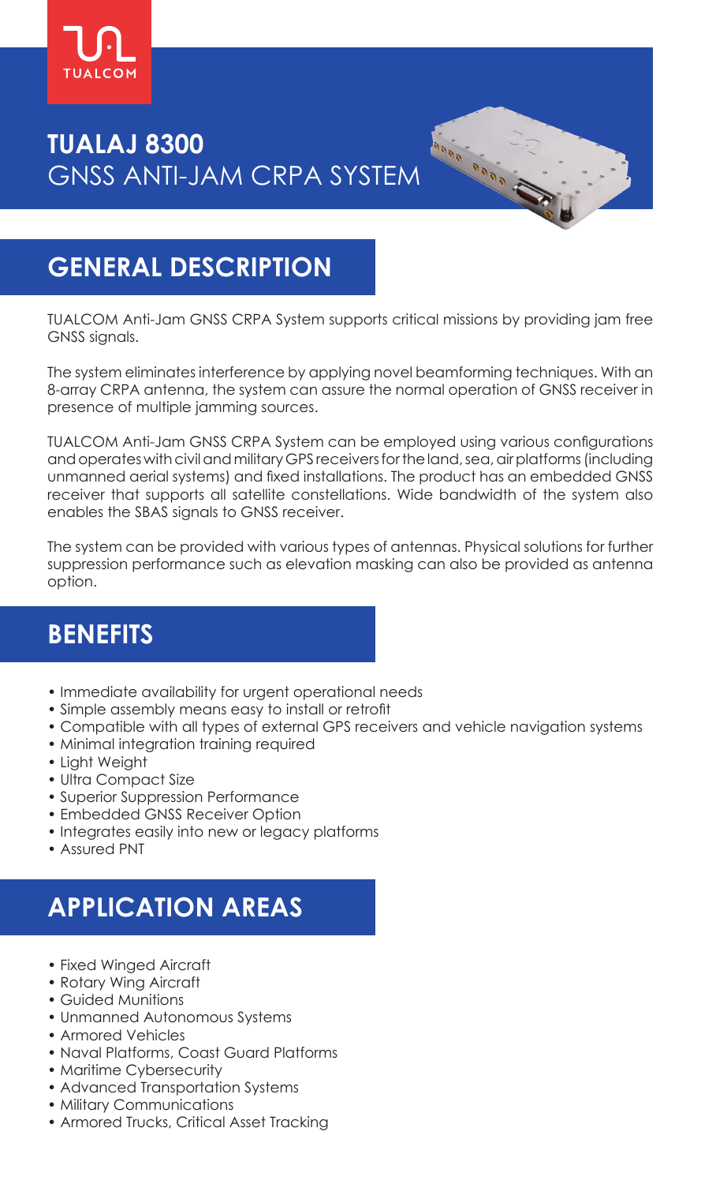TUALCOM

# TUALAJ 8300
GNSS ANTI-JAM CRPA SYSTEM

## GENERAL DESCRIPTION

TUALCOM Anti-Jam GNSS CRPA System supports critical missions by providing jam free GNSS signals.

The system eliminates interference by applying novel beamforming techniques. With an 8-array CRPA antenna, the system can assure the normal operation of GNSS receiver in presence of multiple jamming sources.

TUALCOM Anti-Jam GNSS CRPA System can be employed using various configurations and operates with civil and military GPS receivers for the land, sea, air platforms (including unmanned aerial systems) and fixed installations. The product has an embedded GNSS receiver that supports all satellite constellations. Wide bandwidth of the system also enables the SBAS signals to GNSS receiver.

The system can be provided with various types of antennas. Physical solutions for further suppression performance such as elevation masking can also be provided as antenna option.

## BENEFITS

- Immediate availability for urgent operational needs
- Simple assembly means easy to install or retrofit
- Compatible with all types of external GPS receivers and vehicle navigation systems
- Minimal integration training required
- Light Weight
- Ultra Compact Size
- Superior Suppression Performance
- Embedded GNSS Receiver Option
- Integrates easily into new or legacy platforms
- Assured PNT

## APPLICATION AREAS

- Fixed Winged Aircraft
- Rotary Wing Aircraft
- Guided Munitions
- Unmanned Autonomous Systems
- Armored Vehicles
- Naval Platforms, Coast Guard Platforms
- Maritime Cybersecurity
- Advanced Transportation Systems
- Military Communications
- Armored Trucks, Critical Asset Tracking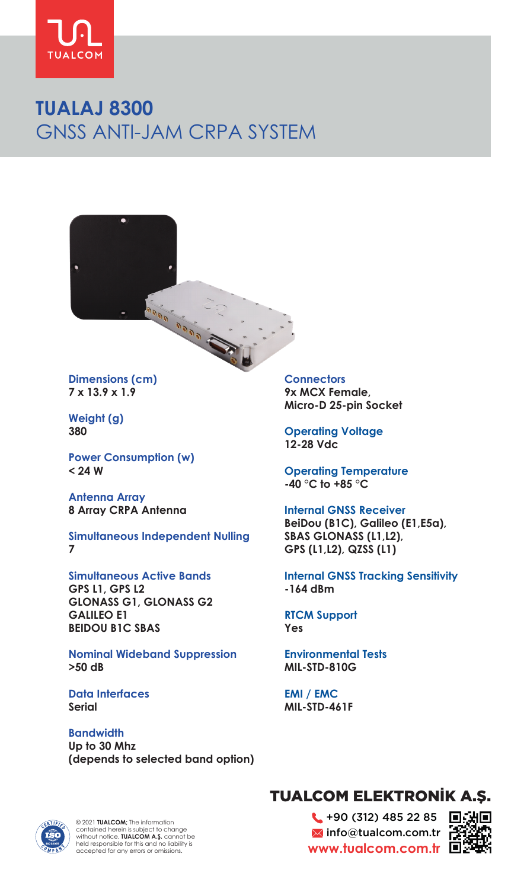TUALCOM

# TUALAJ 8300

## GNSS ANTI-JAM CRPA SYSTEM

**Dimensions (cm)**
7 x 13.9 x 1.9

**Weight (g)**
380

**Power Consumption (w)**
< 24 W

**Antenna Array**
8 Array CRPA Antenna

**Simultaneous Independent Nulling**
7

**Simultaneous Active Bands**
GPS L1, GPS L2
GLONASS G1, GLONASS G2
GALILEO E1
BEIDOU B1C SBAS

**Nominal Wideband Suppression**
>50 dB

**Data Interfaces**
Serial

**Bandwidth**
Up to 30 Mhz
(depends to selected band option)

**Connectors**
9x MCX Female,
Micro-D 25-pin Socket

**Operating Voltage**
12-28 Vdc

**Operating Temperature**
-40 °C to +85 °C

**Internal GNSS Receiver**
BeiDou (B1C), Galileo (E1,E5a),
SBAS GLONASS (L1,L2),
GPS (L1,L2), QZSS (L1)

**Internal GNSS Tracking Sensitivity**
-164 dBm

**RTCM Support**
Yes

**Environmental Tests**
MIL-STD-810G

**EMI / EMC**
MIL-STD-461F

## TUALCOM ELEKTRONİK A.Ş.

+90 (312) 485 22 85
info@tualcom.com.tr
www.tualcom.com.tr

© 2021 **TUALCOM;** The information contained herein is subject to change without notice. **TUALCOM A.Ş.** cannot be held responsible for this and no liability is accepted for any errors or omissions.